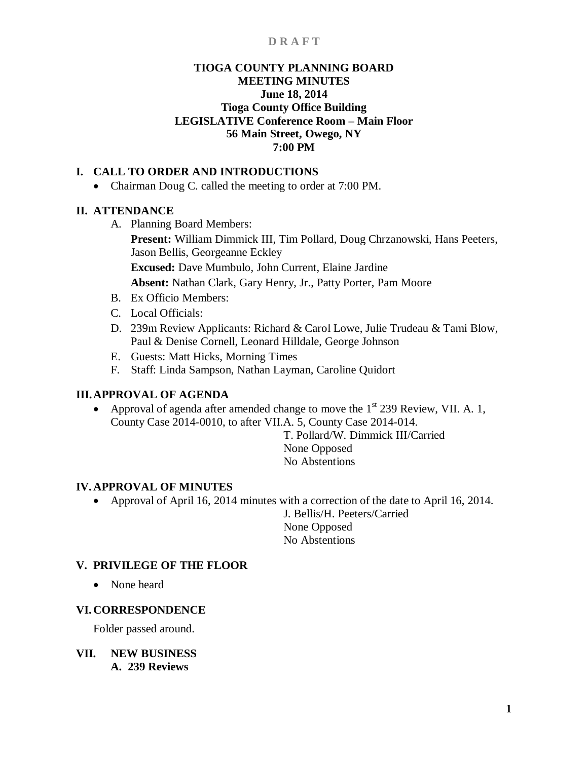D R A F T

# TIOGA COUNTY PLANNING BOARD
# MEETING MINUTES
**June 18, 2014**
**Tioga County Office Building**
**LEGISLATIVE Conference Room – Main Floor**
**56 Main Street, Owego, NY**
**7:00 PM**

## I. CALL TO ORDER AND INTRODUCTIONS

- Chairman Doug C. called the meeting to order at 7:00 PM.

## II. ATTENDANCE

A. Planning Board Members:

**Present:** William Dimmick III, Tim Pollard, Doug Chrzanowski, Hans Peeters, Jason Bellis, Georgeanne Eckley

**Excused:** Dave Mumbulo, John Current, Elaine Jardine

**Absent:** Nathan Clark, Gary Henry, Jr., Patty Porter, Pam Moore

B. Ex Officio Members:

C. Local Officials:

D. 239m Review Applicants: Richard & Carol Lowe, Julie Trudeau & Tami Blow, Paul & Denise Cornell, Leonard Hilldale, George Johnson

E. Guests: Matt Hicks, Morning Times

F. Staff: Linda Sampson, Nathan Layman, Caroline Quidort

## III. APPROVAL OF AGENDA

- Approval of agenda after amended change to move the 1st 239 Review, VII. A. 1, County Case 2014-0010, to after VII.A. 5, County Case 2014-014.

T. Pollard/W. Dimmick III/Carried
None Opposed
No Abstentions

## IV. APPROVAL OF MINUTES

- Approval of April 16, 2014 minutes with a correction of the date to April 16, 2014.

J. Bellis/H. Peeters/Carried
None Opposed
No Abstentions

## V. PRIVILEGE OF THE FLOOR

- None heard

## VI. CORRESPONDENCE

Folder passed around.

## VII. NEW BUSINESS

### A. 239 Reviews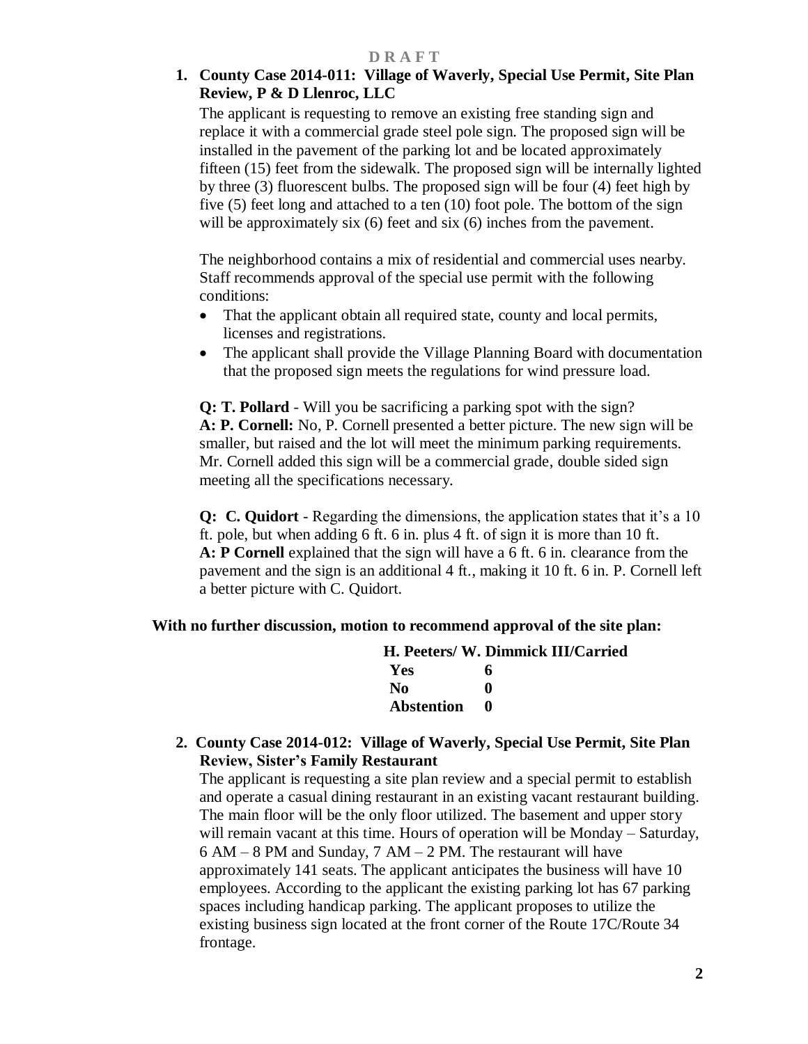D R A F T

**1. County Case 2014-011: Village of Waverly, Special Use Permit, Site Plan Review, P & D Llenroc, LLC**

The applicant is requesting to remove an existing free standing sign and replace it with a commercial grade steel pole sign. The proposed sign will be installed in the pavement of the parking lot and be located approximately fifteen (15) feet from the sidewalk. The proposed sign will be internally lighted by three (3) fluorescent bulbs. The proposed sign will be four (4) feet high by five (5) feet long and attached to a ten (10) foot pole. The bottom of the sign will be approximately six (6) feet and six (6) inches from the pavement.

The neighborhood contains a mix of residential and commercial uses nearby. Staff recommends approval of the special use permit with the following conditions:

- That the applicant obtain all required state, county and local permits, licenses and registrations.
- The applicant shall provide the Village Planning Board with documentation that the proposed sign meets the regulations for wind pressure load.

**Q: T. Pollard** - Will you be sacrificing a parking spot with the sign?
**A: P. Cornell:** No, P. Cornell presented a better picture. The new sign will be smaller, but raised and the lot will meet the minimum parking requirements. Mr. Cornell added this sign will be a commercial grade, double sided sign meeting all the specifications necessary.

**Q: C. Quidort** - Regarding the dimensions, the application states that it's a 10 ft. pole, but when adding 6 ft. 6 in. plus 4 ft. of sign it is more than 10 ft.
**A: P Cornell** explained that the sign will have a 6 ft. 6 in. clearance from the pavement and the sign is an additional 4 ft., making it 10 ft. 6 in. P. Cornell left a better picture with C. Quidort.

**With no further discussion, motion to recommend approval of the site plan:**

**H. Peeters/ W. Dimmick III/Carried**

| | |
|---|---|
| **Yes** | **6** |
| **No** | **0** |
| **Abstention** | **0** |

**2. County Case 2014-012: Village of Waverly, Special Use Permit, Site Plan Review, Sister's Family Restaurant**

The applicant is requesting a site plan review and a special permit to establish and operate a casual dining restaurant in an existing vacant restaurant building. The main floor will be the only floor utilized. The basement and upper story will remain vacant at this time. Hours of operation will be Monday – Saturday, 6 AM – 8 PM and Sunday, 7 AM – 2 PM. The restaurant will have approximately 141 seats. The applicant anticipates the business will have 10 employees. According to the applicant the existing parking lot has 67 parking spaces including handicap parking. The applicant proposes to utilize the existing business sign located at the front corner of the Route 17C/Route 34 frontage.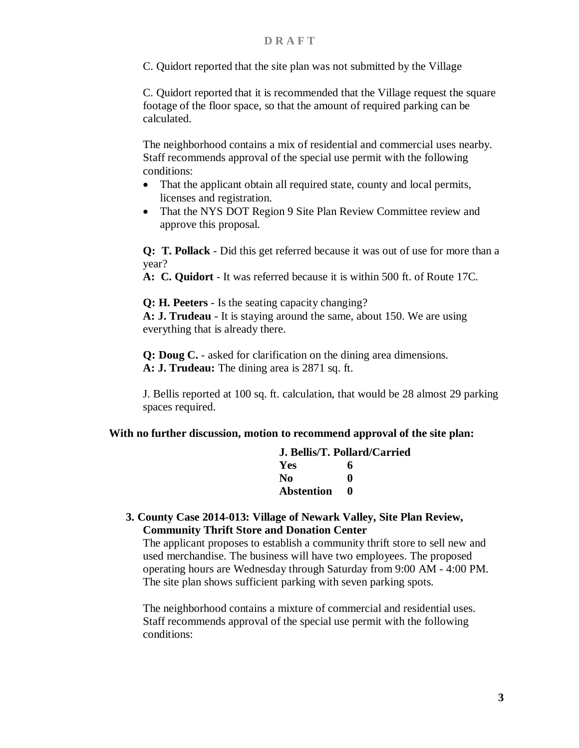**D R A F T**

C. Quidort reported that the site plan was not submitted by the Village

C. Quidort reported that it is recommended that the Village request the square footage of the floor space, so that the amount of required parking can be calculated.

The neighborhood contains a mix of residential and commercial uses nearby. Staff recommends approval of the special use permit with the following conditions:

- That the applicant obtain all required state, county and local permits, licenses and registration.
- That the NYS DOT Region 9 Site Plan Review Committee review and approve this proposal.

**Q: T. Pollack** - Did this get referred because it was out of use for more than a year?
**A: C. Quidort** - It was referred because it is within 500 ft. of Route 17C.

**Q: H. Peeters** - Is the seating capacity changing?
**A: J. Trudeau** - It is staying around the same, about 150. We are using everything that is already there.

**Q: Doug C.** - asked for clarification on the dining area dimensions.
**A: J. Trudeau:** The dining area is 2871 sq. ft.

J. Bellis reported at 100 sq. ft. calculation, that would be 28 almost 29 parking spaces required.

**With no further discussion, motion to recommend approval of the site plan:**

**J. Bellis/T. Pollard/Carried**

| | |
|---|---|
| **Yes** | **6** |
| **No** | **0** |
| **Abstention** | **0** |

**3. County Case 2014-013: Village of Newark Valley, Site Plan Review, Community Thrift Store and Donation Center**

The applicant proposes to establish a community thrift store to sell new and used merchandise. The business will have two employees. The proposed operating hours are Wednesday through Saturday from 9:00 AM - 4:00 PM. The site plan shows sufficient parking with seven parking spots.

The neighborhood contains a mixture of commercial and residential uses. Staff recommends approval of the special use permit with the following conditions: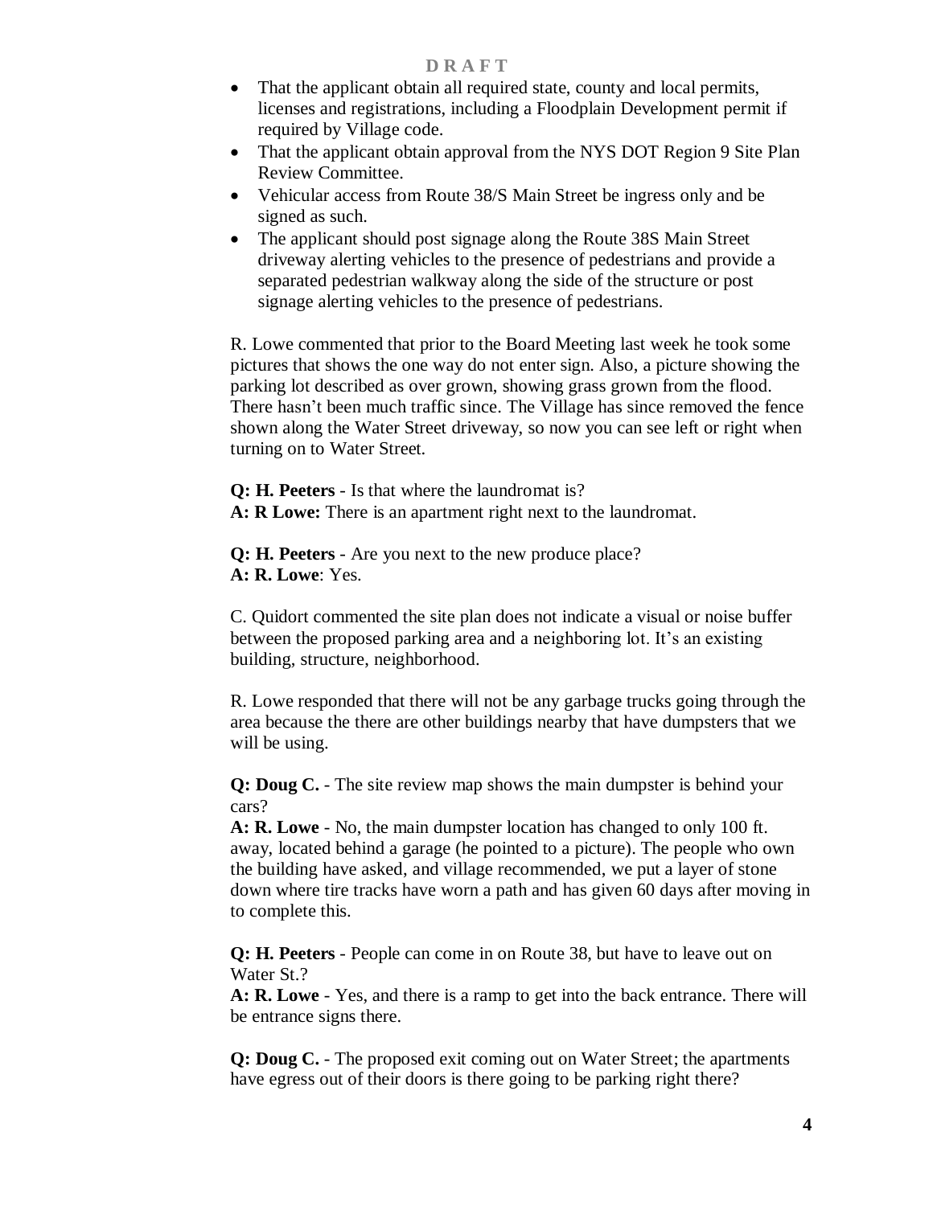D R A F T

- That the applicant obtain all required state, county and local permits, licenses and registrations, including a Floodplain Development permit if required by Village code.
- That the applicant obtain approval from the NYS DOT Region 9 Site Plan Review Committee.
- Vehicular access from Route 38/S Main Street be ingress only and be signed as such.
- The applicant should post signage along the Route 38S Main Street driveway alerting vehicles to the presence of pedestrians and provide a separated pedestrian walkway along the side of the structure or post signage alerting vehicles to the presence of pedestrians.

R. Lowe commented that prior to the Board Meeting last week he took some pictures that shows the one way do not enter sign. Also, a picture showing the parking lot described as over grown, showing grass grown from the flood. There hasn't been much traffic since. The Village has since removed the fence shown along the Water Street driveway, so now you can see left or right when turning on to Water Street.

**Q: H. Peeters** - Is that where the laundromat is?
**A: R Lowe:** There is an apartment right next to the laundromat.

**Q: H. Peeters** - Are you next to the new produce place?
**A: R. Lowe**: Yes.

C. Quidort commented the site plan does not indicate a visual or noise buffer between the proposed parking area and a neighboring lot. It's an existing building, structure, neighborhood.

R. Lowe responded that there will not be any garbage trucks going through the area because the there are other buildings nearby that have dumpsters that we will be using.

**Q: Doug C.** - The site review map shows the main dumpster is behind your cars?
**A: R. Lowe** - No, the main dumpster location has changed to only 100 ft. away, located behind a garage (he pointed to a picture). The people who own the building have asked, and village recommended, we put a layer of stone down where tire tracks have worn a path and has given 60 days after moving in to complete this.

**Q: H. Peeters** - People can come in on Route 38, but have to leave out on Water St.?
**A: R. Lowe** - Yes, and there is a ramp to get into the back entrance. There will be entrance signs there.

**Q: Doug C.** - The proposed exit coming out on Water Street; the apartments have egress out of their doors is there going to be parking right there?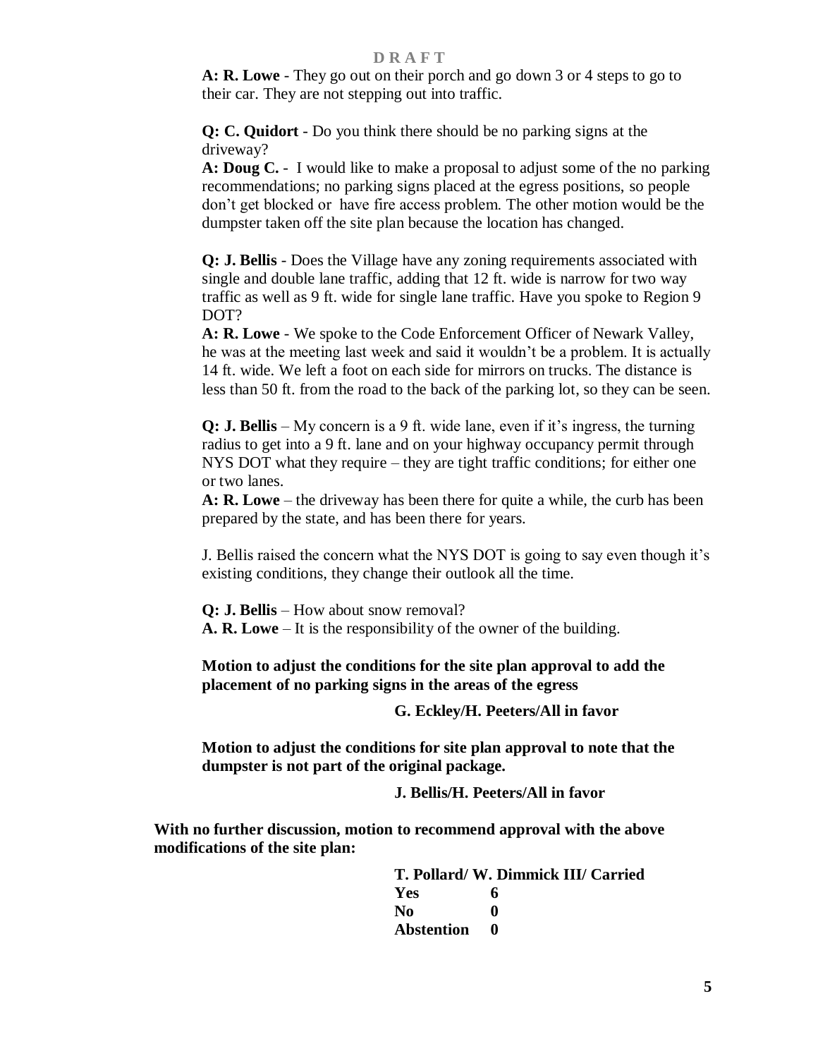**A: R. Lowe** - They go out on their porch and go down 3 or 4 steps to go to their car. They are not stepping out into traffic.

**Q: C. Quidort** - Do you think there should be no parking signs at the driveway?

**A: Doug C.** - I would like to make a proposal to adjust some of the no parking recommendations; no parking signs placed at the egress positions, so people don't get blocked or have fire access problem. The other motion would be the dumpster taken off the site plan because the location has changed.

**Q: J. Bellis** - Does the Village have any zoning requirements associated with single and double lane traffic, adding that 12 ft. wide is narrow for two way traffic as well as 9 ft. wide for single lane traffic. Have you spoke to Region 9 DOT?

**A: R. Lowe** - We spoke to the Code Enforcement Officer of Newark Valley, he was at the meeting last week and said it wouldn't be a problem. It is actually 14 ft. wide. We left a foot on each side for mirrors on trucks. The distance is less than 50 ft. from the road to the back of the parking lot, so they can be seen.

**Q: J. Bellis** – My concern is a 9 ft. wide lane, even if it's ingress, the turning radius to get into a 9 ft. lane and on your highway occupancy permit through NYS DOT what they require – they are tight traffic conditions; for either one or two lanes.

**A: R. Lowe** – the driveway has been there for quite a while, the curb has been prepared by the state, and has been there for years.

J. Bellis raised the concern what the NYS DOT is going to say even though it's existing conditions, they change their outlook all the time.

**Q: J. Bellis** – How about snow removal?

**A. R. Lowe** – It is the responsibility of the owner of the building.

**Motion to adjust the conditions for the site plan approval to add the placement of no parking signs in the areas of the egress**

**G. Eckley/H. Peeters/All in favor**

**Motion to adjust the conditions for site plan approval to note that the dumpster is not part of the original package.**

**J. Bellis/H. Peeters/All in favor**

**With no further discussion, motion to recommend approval with the above modifications of the site plan:**

**T. Pollard/ W. Dimmick III/ Carried**

| | |
|---|---|
| **Yes** | **6** |
| **No** | **0** |
| **Abstention** | **0** |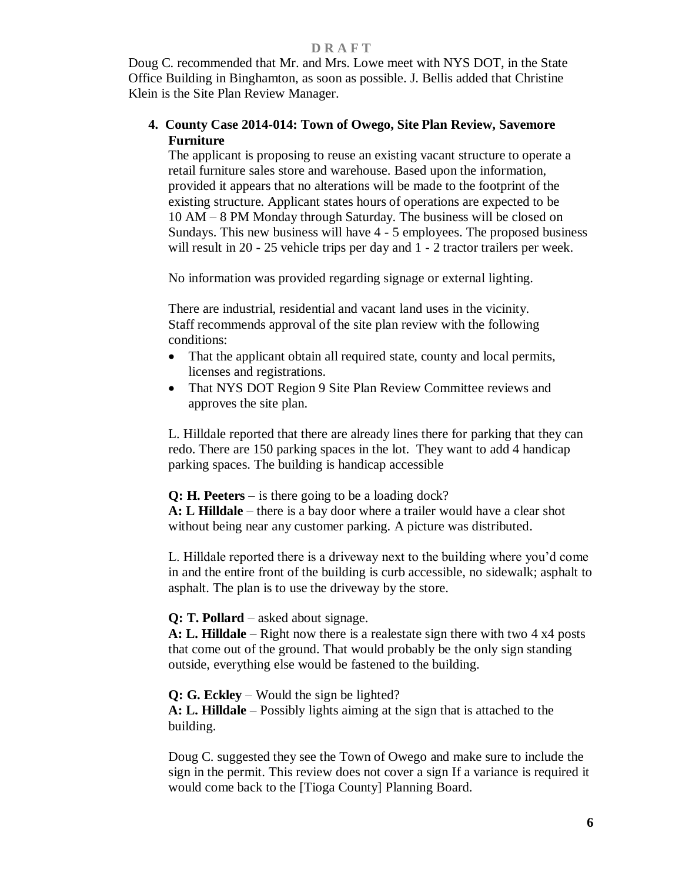Doug C. recommended that Mr. and Mrs. Lowe meet with NYS DOT, in the State Office Building in Binghamton, as soon as possible. J. Bellis added that Christine Klein is the Site Plan Review Manager.

**4. County Case 2014-014: Town of Owego, Site Plan Review, Savemore Furniture**

The applicant is proposing to reuse an existing vacant structure to operate a retail furniture sales store and warehouse. Based upon the information, provided it appears that no alterations will be made to the footprint of the existing structure. Applicant states hours of operations are expected to be 10 AM – 8 PM Monday through Saturday. The business will be closed on Sundays. This new business will have 4 - 5 employees. The proposed business will result in 20 - 25 vehicle trips per day and 1 - 2 tractor trailers per week.

No information was provided regarding signage or external lighting.

There are industrial, residential and vacant land uses in the vicinity. Staff recommends approval of the site plan review with the following conditions:

- That the applicant obtain all required state, county and local permits, licenses and registrations.
- That NYS DOT Region 9 Site Plan Review Committee reviews and approves the site plan.

L. Hilldale reported that there are already lines there for parking that they can redo. There are 150 parking spaces in the lot. They want to add 4 handicap parking spaces. The building is handicap accessible

**Q: H. Peeters** – is there going to be a loading dock?
**A: L Hilldale** – there is a bay door where a trailer would have a clear shot without being near any customer parking. A picture was distributed.

L. Hilldale reported there is a driveway next to the building where you'd come in and the entire front of the building is curb accessible, no sidewalk; asphalt to asphalt. The plan is to use the driveway by the store.

**Q: T. Pollard** – asked about signage.
**A: L. Hilldale** – Right now there is a realestate sign there with two 4 x4 posts that come out of the ground. That would probably be the only sign standing outside, everything else would be fastened to the building.

**Q: G. Eckley** – Would the sign be lighted?
**A: L. Hilldale** – Possibly lights aiming at the sign that is attached to the building.

Doug C. suggested they see the Town of Owego and make sure to include the sign in the permit. This review does not cover a sign If a variance is required it would come back to the [Tioga County] Planning Board.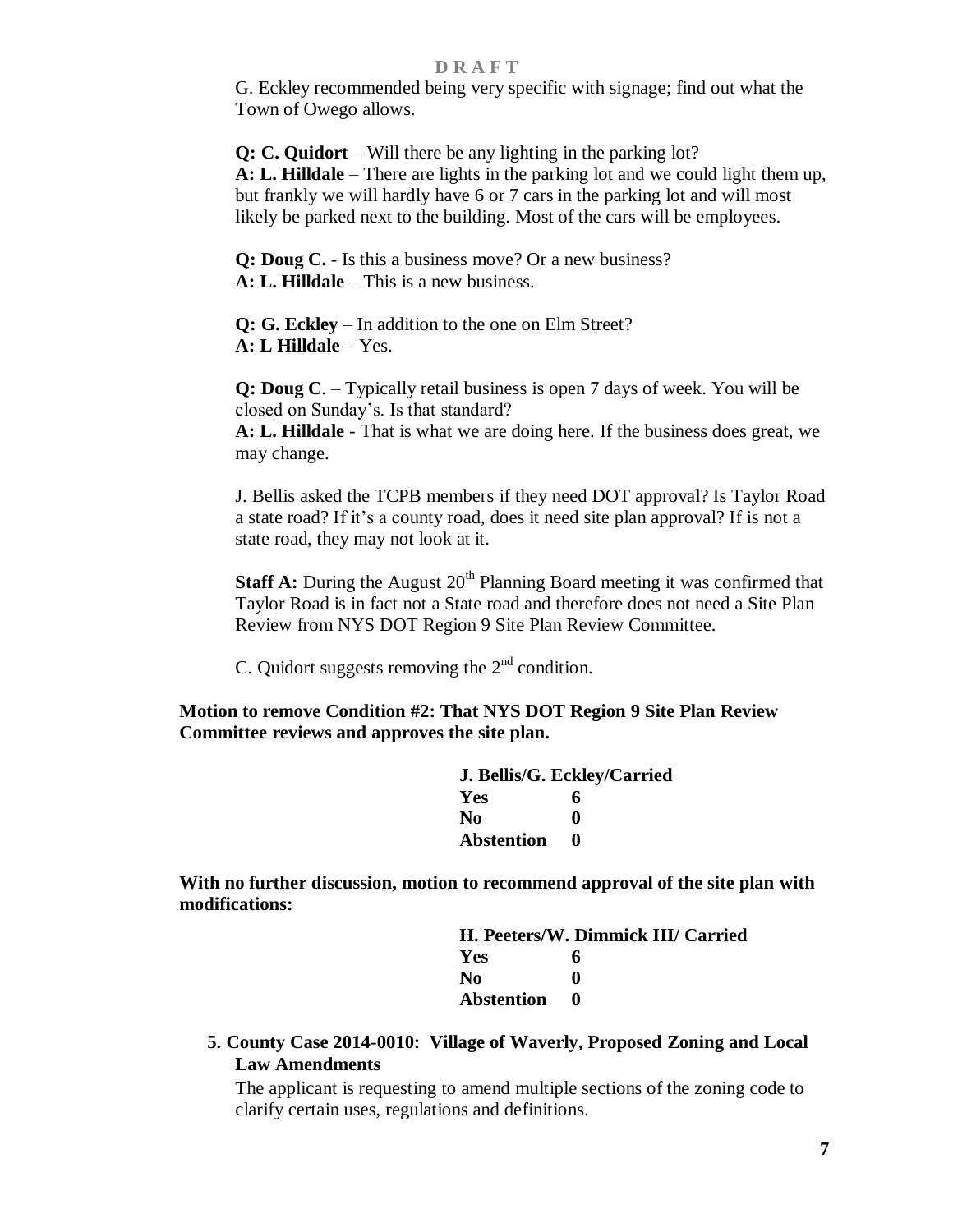G. Eckley recommended being very specific with signage; find out what the Town of Owego allows.

**Q: C. Quidort** – Will there be any lighting in the parking lot?
**A: L. Hilldale** – There are lights in the parking lot and we could light them up, but frankly we will hardly have 6 or 7 cars in the parking lot and will most likely be parked next to the building. Most of the cars will be employees.

**Q: Doug C.** - Is this a business move? Or a new business?
**A: L. Hilldale** – This is a new business.

**Q: G. Eckley** – In addition to the one on Elm Street?
**A: L Hilldale** – Yes.

**Q: Doug C**. – Typically retail business is open 7 days of week. You will be closed on Sunday's. Is that standard?
**A: L. Hilldale** - That is what we are doing here. If the business does great, we may change.

J. Bellis asked the TCPB members if they need DOT approval? Is Taylor Road a state road? If it's a county road, does it need site plan approval? If is not a state road, they may not look at it.

**Staff A:** During the August 20th Planning Board meeting it was confirmed that Taylor Road is in fact not a State road and therefore does not need a Site Plan Review from NYS DOT Region 9 Site Plan Review Committee.

C. Quidort suggests removing the 2nd condition.

**Motion to remove Condition #2: That NYS DOT Region 9 Site Plan Review Committee reviews and approves the site plan.**

**J. Bellis/G. Eckley/Carried**

| | |
|---|---|
| **Yes** | **6** |
| **No** | **0** |
| **Abstention** | **0** |

**With no further discussion, motion to recommend approval of the site plan with modifications:**

**H. Peeters/W. Dimmick III/ Carried**

| | |
|---|---|
| **Yes** | **6** |
| **No** | **0** |
| **Abstention** | **0** |

**5. County Case 2014-0010: Village of Waverly, Proposed Zoning and Local Law Amendments**

The applicant is requesting to amend multiple sections of the zoning code to clarify certain uses, regulations and definitions.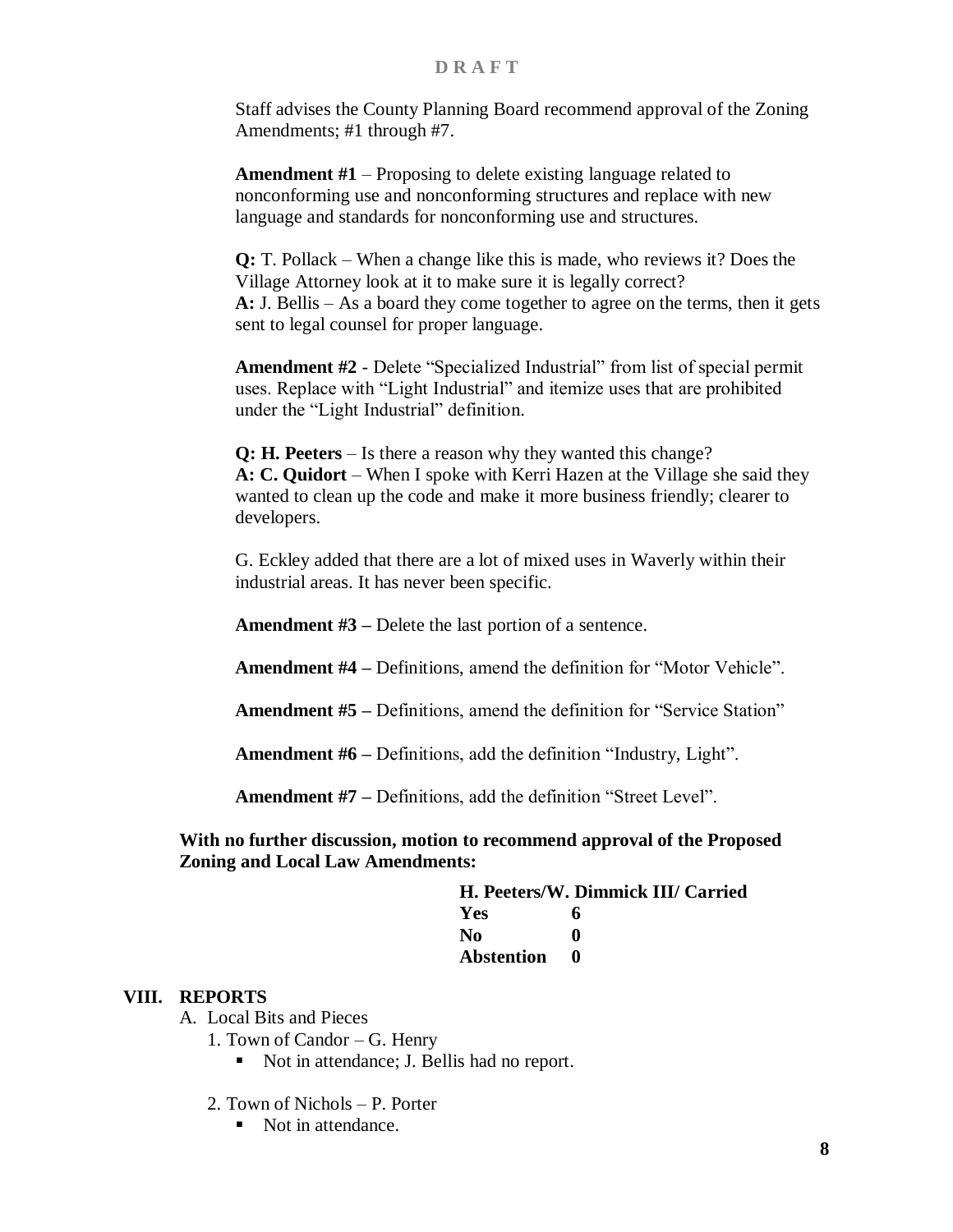**D R A F T**

Staff advises the County Planning Board recommend approval of the Zoning Amendments; #1 through #7.

**Amendment #1** – Proposing to delete existing language related to nonconforming use and nonconforming structures and replace with new language and standards for nonconforming use and structures.

**Q:** T. Pollack – When a change like this is made, who reviews it? Does the Village Attorney look at it to make sure it is legally correct?
**A:** J. Bellis – As a board they come together to agree on the terms, then it gets sent to legal counsel for proper language.

**Amendment #2** - Delete "Specialized Industrial" from list of special permit uses. Replace with "Light Industrial" and itemize uses that are prohibited under the "Light Industrial" definition.

**Q: H. Peeters** – Is there a reason why they wanted this change?
**A: C. Quidort** – When I spoke with Kerri Hazen at the Village she said they wanted to clean up the code and make it more business friendly; clearer to developers.

G. Eckley added that there are a lot of mixed uses in Waverly within their industrial areas. It has never been specific.

**Amendment #3 –** Delete the last portion of a sentence.

**Amendment #4 –** Definitions, amend the definition for "Motor Vehicle".

**Amendment #5 –** Definitions, amend the definition for "Service Station"

**Amendment #6 –** Definitions, add the definition "Industry, Light".

**Amendment #7 –** Definitions, add the definition "Street Level".

**With no further discussion, motion to recommend approval of the Proposed Zoning and Local Law Amendments:**

**H. Peeters/W. Dimmick III/ Carried**

| | |
|---|---|
| **Yes** | **6** |
| **No** | **0** |
| **Abstention** | **0** |

## VIII. REPORTS

A. Local Bits and Pieces

1. Town of Candor – G. Henry
   - Not in attendance; J. Bellis had no report.

2. Town of Nichols – P. Porter
   - Not in attendance.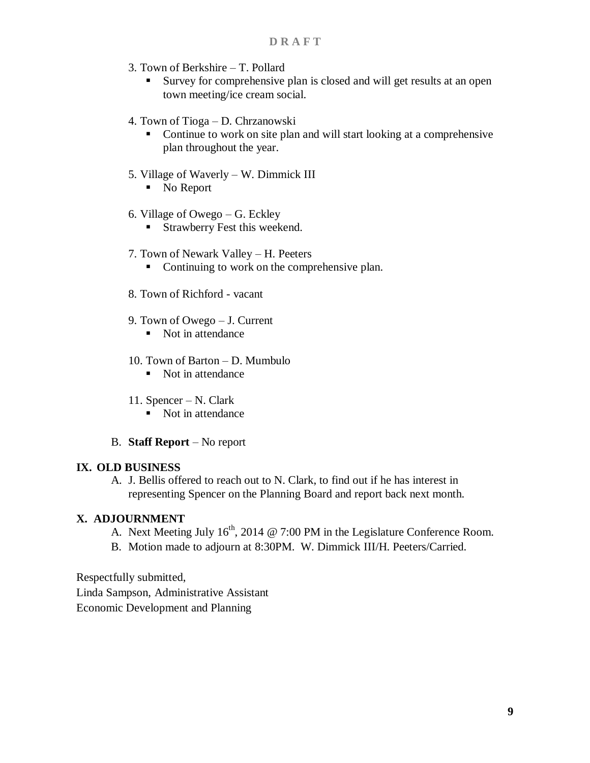DRAFT

3. Town of Berkshire – T. Pollard
   - Survey for comprehensive plan is closed and will get results at an open town meeting/ice cream social.

4. Town of Tioga – D. Chrzanowski
   - Continue to work on site plan and will start looking at a comprehensive plan throughout the year.

5. Village of Waverly – W. Dimmick III
   - No Report

6. Village of Owego – G. Eckley
   - Strawberry Fest this weekend.

7. Town of Newark Valley – H. Peeters
   - Continuing to work on the comprehensive plan.

8. Town of Richford - vacant

9. Town of Owego – J. Current
   - Not in attendance

10. Town of Barton – D. Mumbulo
    - Not in attendance

11. Spencer – N. Clark
    - Not in attendance

B. **Staff Report** – No report

## IX. OLD BUSINESS

A. J. Bellis offered to reach out to N. Clark, to find out if he has interest in representing Spencer on the Planning Board and report back next month.

## X. ADJOURNMENT

A. Next Meeting July 16th, 2014 @ 7:00 PM in the Legislature Conference Room.
B. Motion made to adjourn at 8:30PM. W. Dimmick III/H. Peeters/Carried.

Respectfully submitted,
Linda Sampson, Administrative Assistant
Economic Development and Planning